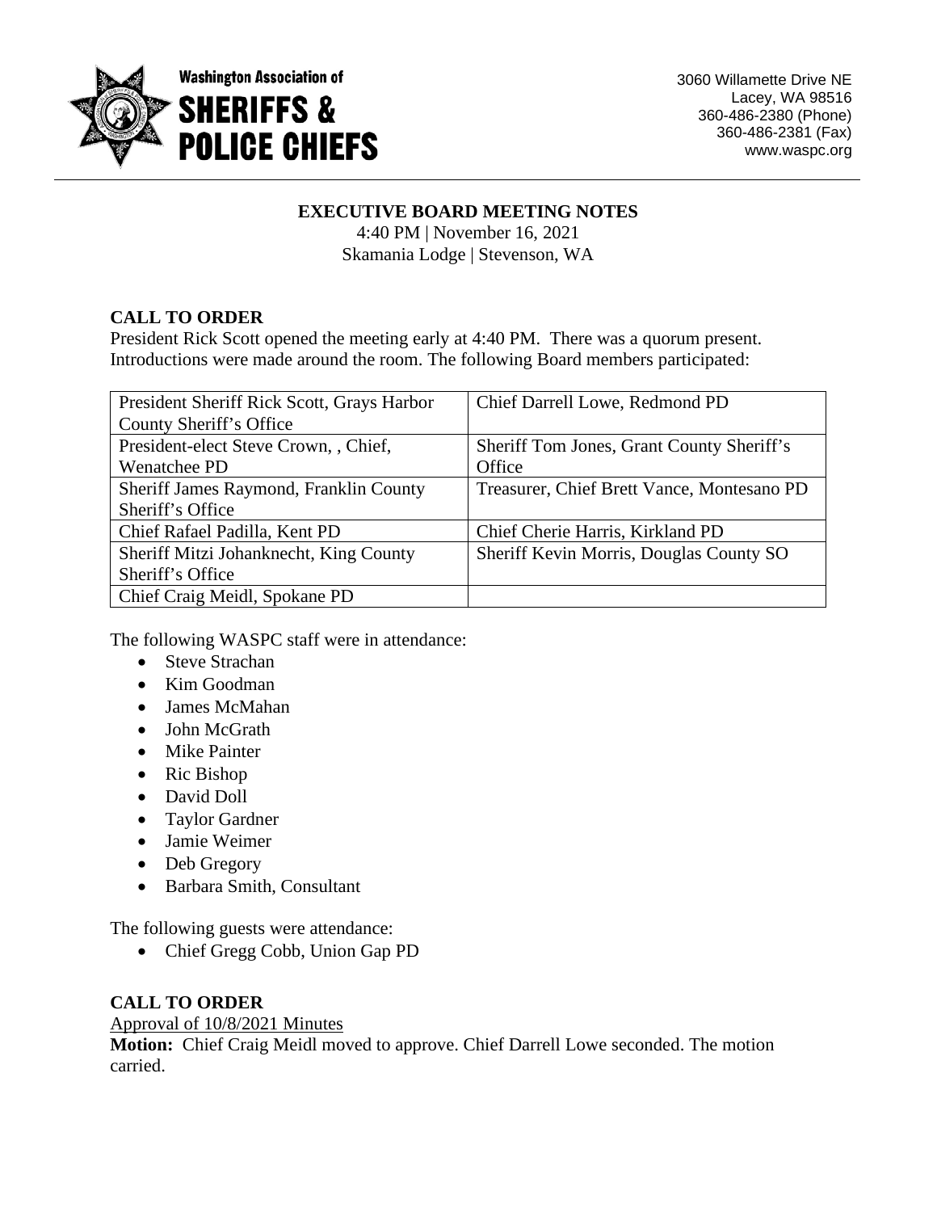Washington Association of
# SHERIFFS & POLICE CHIEFS

3060 Willamette Drive NE
Lacey, WA 98516
360-486-2380 (Phone)
360-486-2381 (Fax)
www.waspc.org

## EXECUTIVE BOARD MEETING NOTES

4:40 PM | November 16, 2021
Skamania Lodge | Stevenson, WA

### CALL TO ORDER

President Rick Scott opened the meeting early at 4:40 PM. There was a quorum present. Introductions were made around the room. The following Board members participated:

| | |
|---|---|
| President Sheriff Rick Scott, Grays Harbor County Sheriff's Office | Chief Darrell Lowe, Redmond PD |
| President-elect Steve Crown, , Chief, Wenatchee PD | Sheriff Tom Jones, Grant County Sheriff's Office |
| Sheriff James Raymond, Franklin County Sheriff's Office | Treasurer, Chief Brett Vance, Montesano PD |
| Chief Rafael Padilla, Kent PD | Chief Cherie Harris, Kirkland PD |
| Sheriff Mitzi Johanknecht, King County Sheriff's Office | Sheriff Kevin Morris, Douglas County SO |
| Chief Craig Meidl, Spokane PD | |

The following WASPC staff were in attendance:

- Steve Strachan
- Kim Goodman
- James McMahan
- John McGrath
- Mike Painter
- Ric Bishop
- David Doll
- Taylor Gardner
- Jamie Weimer
- Deb Gregory
- Barbara Smith, Consultant

The following guests were attendance:

- Chief Gregg Cobb, Union Gap PD

### CALL TO ORDER

Approval of 10/8/2021 Minutes

**Motion:** Chief Craig Meidl moved to approve. Chief Darrell Lowe seconded. The motion carried.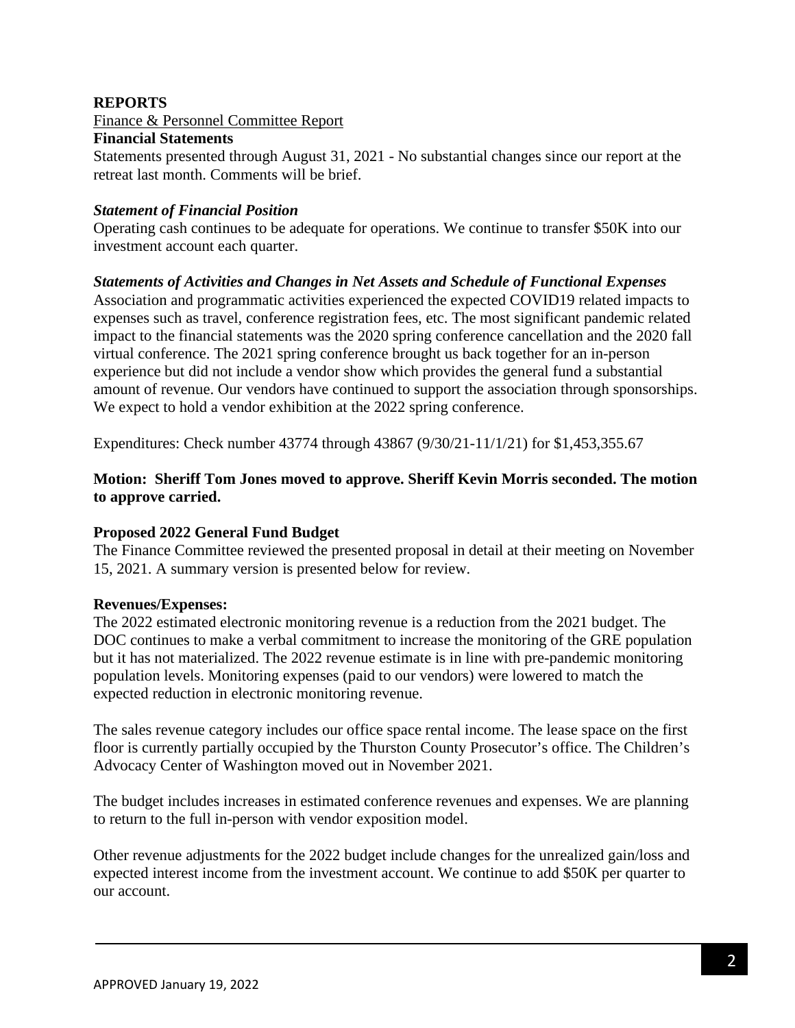## REPORTS

Finance & Personnel Committee Report

**Financial Statements**

Statements presented through August 31, 2021 - No substantial changes since our report at the retreat last month. Comments will be brief.

***Statement of Financial Position***

Operating cash continues to be adequate for operations. We continue to transfer $50K into our investment account each quarter.

***Statements of Activities and Changes in Net Assets and Schedule of Functional Expenses***

Association and programmatic activities experienced the expected COVID19 related impacts to expenses such as travel, conference registration fees, etc. The most significant pandemic related impact to the financial statements was the 2020 spring conference cancellation and the 2020 fall virtual conference. The 2021 spring conference brought us back together for an in-person experience but did not include a vendor show which provides the general fund a substantial amount of revenue. Our vendors have continued to support the association through sponsorships. We expect to hold a vendor exhibition at the 2022 spring conference.

Expenditures: Check number 43774 through 43867 (9/30/21-11/1/21) for $1,453,355.67

**Motion: Sheriff Tom Jones moved to approve. Sheriff Kevin Morris seconded. The motion to approve carried.**

**Proposed 2022 General Fund Budget**

The Finance Committee reviewed the presented proposal in detail at their meeting on November 15, 2021. A summary version is presented below for review.

**Revenues/Expenses:**

The 2022 estimated electronic monitoring revenue is a reduction from the 2021 budget. The DOC continues to make a verbal commitment to increase the monitoring of the GRE population but it has not materialized. The 2022 revenue estimate is in line with pre-pandemic monitoring population levels. Monitoring expenses (paid to our vendors) were lowered to match the expected reduction in electronic monitoring revenue.

The sales revenue category includes our office space rental income. The lease space on the first floor is currently partially occupied by the Thurston County Prosecutor's office. The Children's Advocacy Center of Washington moved out in November 2021.

The budget includes increases in estimated conference revenues and expenses. We are planning to return to the full in-person with vendor exposition model.

Other revenue adjustments for the 2022 budget include changes for the unrealized gain/loss and expected interest income from the investment account. We continue to add $50K per quarter to our account.

APPROVED January 19, 2022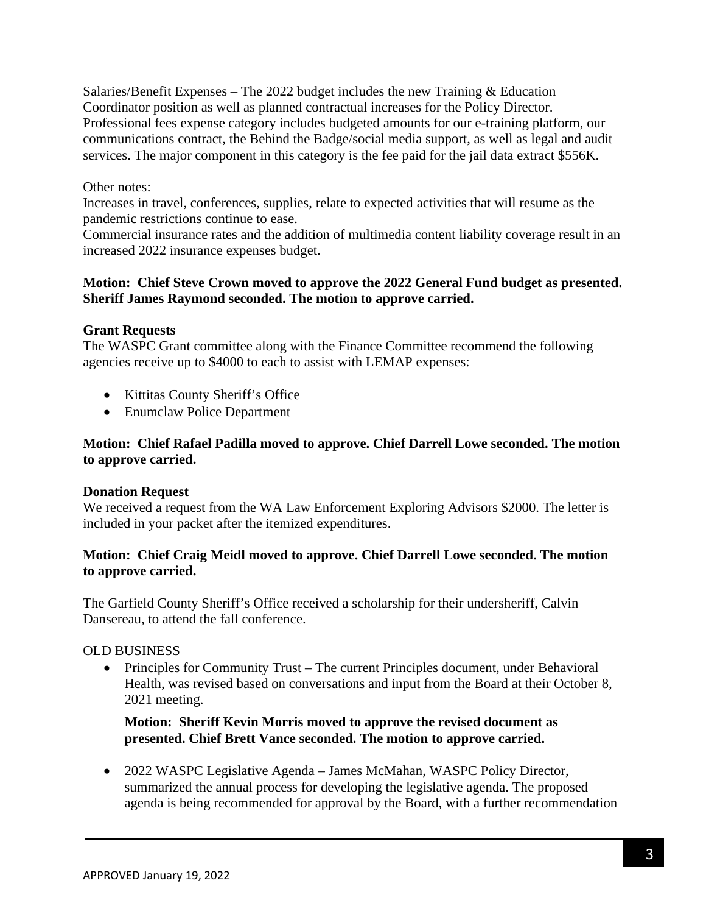Salaries/Benefit Expenses – The 2022 budget includes the new Training & Education Coordinator position as well as planned contractual increases for the Policy Director. Professional fees expense category includes budgeted amounts for our e-training platform, our communications contract, the Behind the Badge/social media support, as well as legal and audit services. The major component in this category is the fee paid for the jail data extract $556K.

Other notes:
Increases in travel, conferences, supplies, relate to expected activities that will resume as the pandemic restrictions continue to ease.
Commercial insurance rates and the addition of multimedia content liability coverage result in an increased 2022 insurance expenses budget.

**Motion: Chief Steve Crown moved to approve the 2022 General Fund budget as presented. Sheriff James Raymond seconded. The motion to approve carried.**

**Grant Requests**
The WASPC Grant committee along with the Finance Committee recommend the following agencies receive up to $4000 to each to assist with LEMAP expenses:

- Kittitas County Sheriff's Office
- Enumclaw Police Department

**Motion: Chief Rafael Padilla moved to approve. Chief Darrell Lowe seconded. The motion to approve carried.**

**Donation Request**
We received a request from the WA Law Enforcement Exploring Advisors $2000. The letter is included in your packet after the itemized expenditures.

**Motion: Chief Craig Meidl moved to approve. Chief Darrell Lowe seconded. The motion to approve carried.**

The Garfield County Sheriff's Office received a scholarship for their undersheriff, Calvin Dansereau, to attend the fall conference.

OLD BUSINESS

- Principles for Community Trust – The current Principles document, under Behavioral Health, was revised based on conversations and input from the Board at their October 8, 2021 meeting.

  **Motion: Sheriff Kevin Morris moved to approve the revised document as presented. Chief Brett Vance seconded. The motion to approve carried.**

- 2022 WASPC Legislative Agenda – James McMahan, WASPC Policy Director, summarized the annual process for developing the legislative agenda. The proposed agenda is being recommended for approval by the Board, with a further recommendation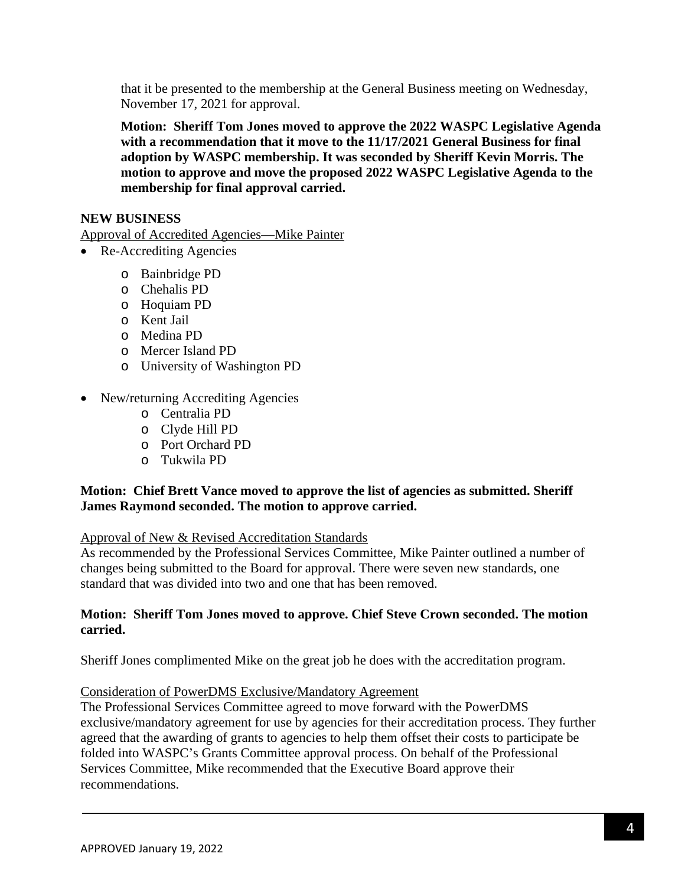that it be presented to the membership at the General Business meeting on Wednesday, November 17, 2021 for approval.

**Motion: Sheriff Tom Jones moved to approve the 2022 WASPC Legislative Agenda with a recommendation that it move to the 11/17/2021 General Business for final adoption by WASPC membership. It was seconded by Sheriff Kevin Morris. The motion to approve and move the proposed 2022 WASPC Legislative Agenda to the membership for final approval carried.**

**NEW BUSINESS**

Approval of Accredited Agencies—Mike Painter

- Re-Accrediting Agencies
  - Bainbridge PD
  - Chehalis PD
  - Hoquiam PD
  - Kent Jail
  - Medina PD
  - Mercer Island PD
  - University of Washington PD
- New/returning Accrediting Agencies
  - Centralia PD
  - Clyde Hill PD
  - Port Orchard PD
  - Tukwila PD

**Motion: Chief Brett Vance moved to approve the list of agencies as submitted. Sheriff James Raymond seconded. The motion to approve carried.**

Approval of New & Revised Accreditation Standards

As recommended by the Professional Services Committee, Mike Painter outlined a number of changes being submitted to the Board for approval. There were seven new standards, one standard that was divided into two and one that has been removed.

**Motion: Sheriff Tom Jones moved to approve. Chief Steve Crown seconded. The motion carried.**

Sheriff Jones complimented Mike on the great job he does with the accreditation program.

Consideration of PowerDMS Exclusive/Mandatory Agreement

The Professional Services Committee agreed to move forward with the PowerDMS exclusive/mandatory agreement for use by agencies for their accreditation process. They further agreed that the awarding of grants to agencies to help them offset their costs to participate be folded into WASPC's Grants Committee approval process. On behalf of the Professional Services Committee, Mike recommended that the Executive Board approve their recommendations.

APPROVED January 19, 2022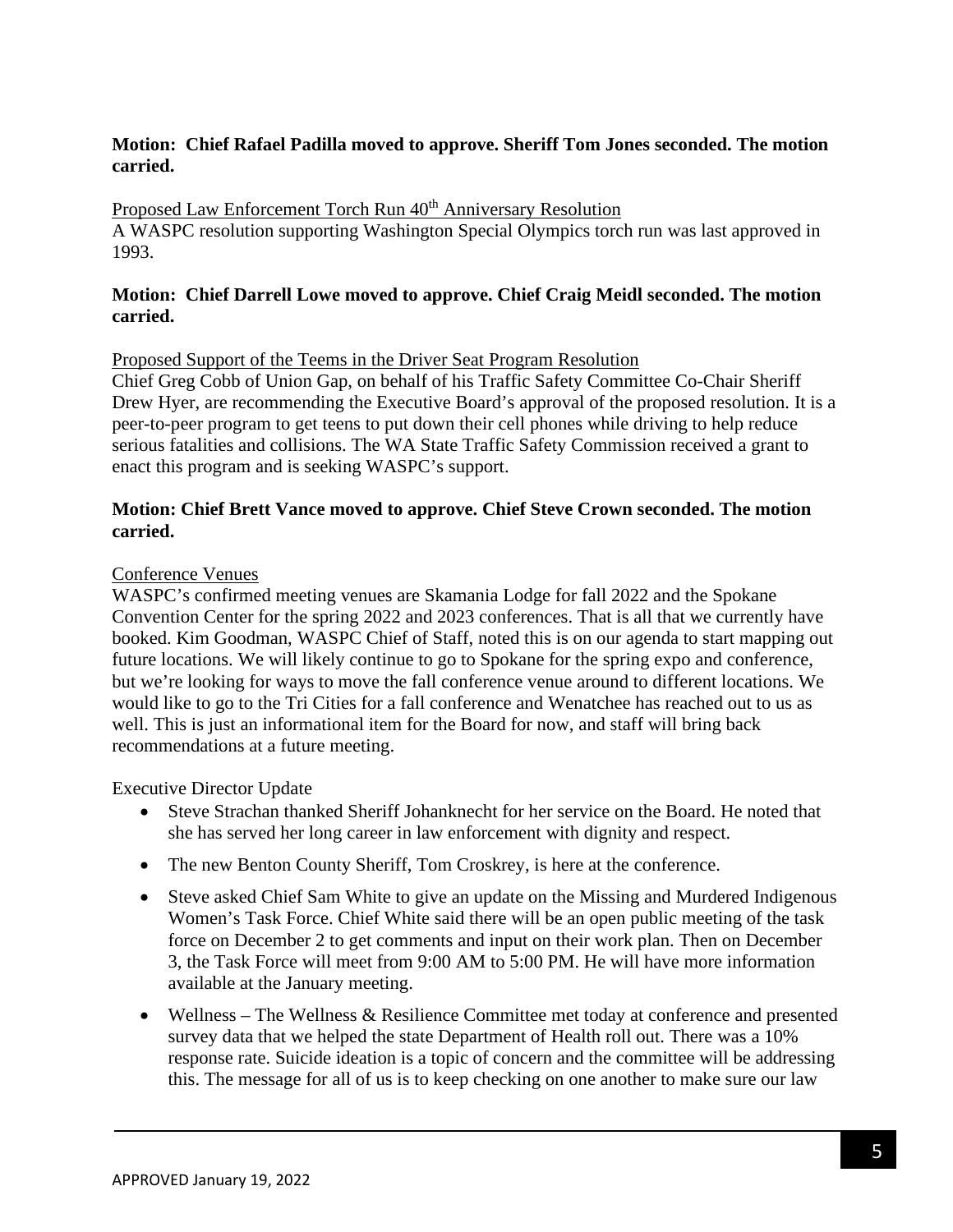**Motion: Chief Rafael Padilla moved to approve. Sheriff Tom Jones seconded. The motion carried.**

Proposed Law Enforcement Torch Run 40th Anniversary Resolution

A WASPC resolution supporting Washington Special Olympics torch run was last approved in 1993.

**Motion: Chief Darrell Lowe moved to approve. Chief Craig Meidl seconded. The motion carried.**

Proposed Support of the Teems in the Driver Seat Program Resolution

Chief Greg Cobb of Union Gap, on behalf of his Traffic Safety Committee Co-Chair Sheriff Drew Hyer, are recommending the Executive Board's approval of the proposed resolution. It is a peer-to-peer program to get teens to put down their cell phones while driving to help reduce serious fatalities and collisions. The WA State Traffic Safety Commission received a grant to enact this program and is seeking WASPC's support.

**Motion: Chief Brett Vance moved to approve. Chief Steve Crown seconded. The motion carried.**

Conference Venues

WASPC's confirmed meeting venues are Skamania Lodge for fall 2022 and the Spokane Convention Center for the spring 2022 and 2023 conferences. That is all that we currently have booked. Kim Goodman, WASPC Chief of Staff, noted this is on our agenda to start mapping out future locations. We will likely continue to go to Spokane for the spring expo and conference, but we're looking for ways to move the fall conference venue around to different locations. We would like to go to the Tri Cities for a fall conference and Wenatchee has reached out to us as well. This is just an informational item for the Board for now, and staff will bring back recommendations at a future meeting.

Executive Director Update

- Steve Strachan thanked Sheriff Johanknecht for her service on the Board. He noted that she has served her long career in law enforcement with dignity and respect.
- The new Benton County Sheriff, Tom Croskrey, is here at the conference.
- Steve asked Chief Sam White to give an update on the Missing and Murdered Indigenous Women's Task Force. Chief White said there will be an open public meeting of the task force on December 2 to get comments and input on their work plan. Then on December 3, the Task Force will meet from 9:00 AM to 5:00 PM. He will have more information available at the January meeting.
- Wellness – The Wellness & Resilience Committee met today at conference and presented survey data that we helped the state Department of Health roll out. There was a 10% response rate. Suicide ideation is a topic of concern and the committee will be addressing this. The message for all of us is to keep checking on one another to make sure our law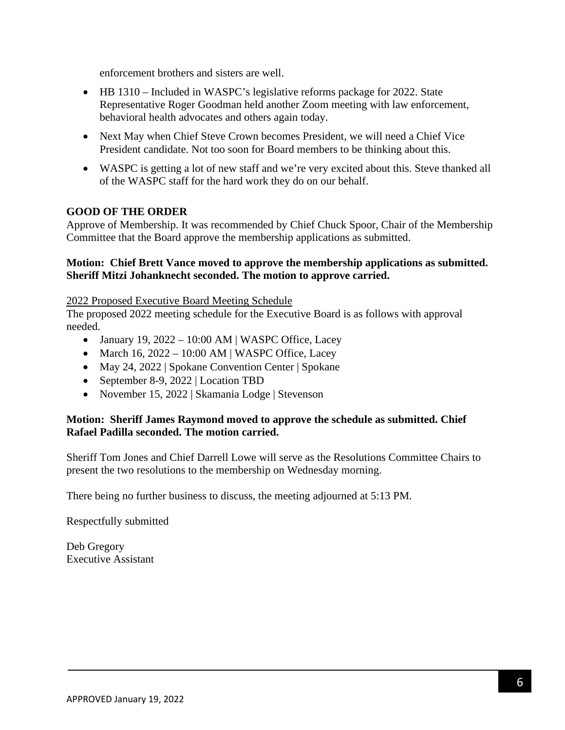enforcement brothers and sisters are well.

- HB 1310 – Included in WASPC's legislative reforms package for 2022. State Representative Roger Goodman held another Zoom meeting with law enforcement, behavioral health advocates and others again today.
- Next May when Chief Steve Crown becomes President, we will need a Chief Vice President candidate. Not too soon for Board members to be thinking about this.
- WASPC is getting a lot of new staff and we're very excited about this. Steve thanked all of the WASPC staff for the hard work they do on our behalf.

**GOOD OF THE ORDER**

Approve of Membership. It was recommended by Chief Chuck Spoor, Chair of the Membership Committee that the Board approve the membership applications as submitted.

**Motion: Chief Brett Vance moved to approve the membership applications as submitted. Sheriff Mitzi Johanknecht seconded. The motion to approve carried.**

<u>2022 Proposed Executive Board Meeting Schedule</u>

The proposed 2022 meeting schedule for the Executive Board is as follows with approval needed.

- January 19, 2022 – 10:00 AM | WASPC Office, Lacey
- March 16, 2022 – 10:00 AM | WASPC Office, Lacey
- May 24, 2022 | Spokane Convention Center | Spokane
- September 8-9, 2022 | Location TBD
- November 15, 2022 | Skamania Lodge | Stevenson

**Motion: Sheriff James Raymond moved to approve the schedule as submitted. Chief Rafael Padilla seconded. The motion carried.**

Sheriff Tom Jones and Chief Darrell Lowe will serve as the Resolutions Committee Chairs to present the two resolutions to the membership on Wednesday morning.

There being no further business to discuss, the meeting adjourned at 5:13 PM.

Respectfully submitted

Deb Gregory
Executive Assistant

APPROVED January 19, 2022